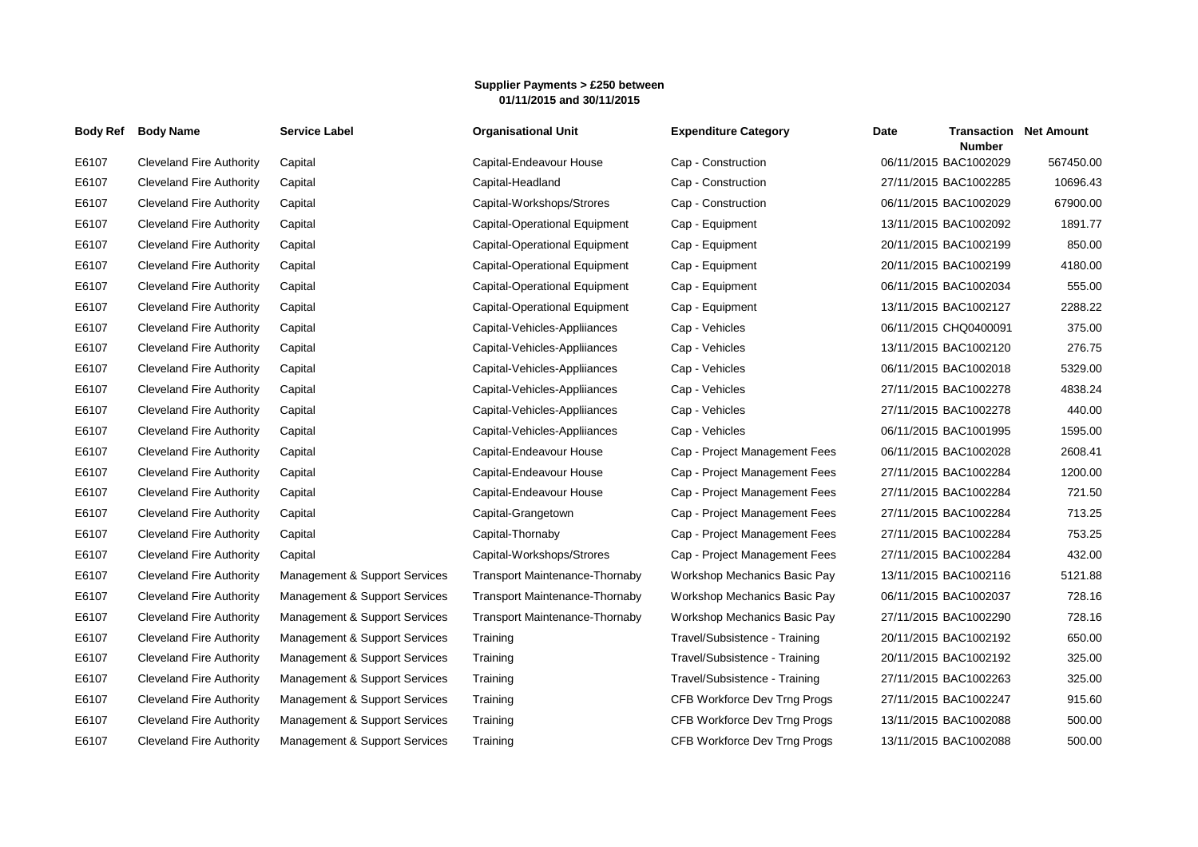**Supplier Payments > £250 between**
**01/11/2015 and 30/11/2015**

| Body Ref | Body Name | Service Label | Organisational Unit | Expenditure Category | Date | Transaction Number | Net Amount |
|---|---|---|---|---|---|---|---|
| E6107 | Cleveland Fire Authority | Capital | Capital-Endeavour House | Cap - Construction | 06/11/2015 | BAC1002029 | 567450.00 |
| E6107 | Cleveland Fire Authority | Capital | Capital-Headland | Cap - Construction | 27/11/2015 | BAC1002285 | 10696.43 |
| E6107 | Cleveland Fire Authority | Capital | Capital-Workshops/Strores | Cap - Construction | 06/11/2015 | BAC1002029 | 67900.00 |
| E6107 | Cleveland Fire Authority | Capital | Capital-Operational Equipment | Cap - Equipment | 13/11/2015 | BAC1002092 | 1891.77 |
| E6107 | Cleveland Fire Authority | Capital | Capital-Operational Equipment | Cap - Equipment | 20/11/2015 | BAC1002199 | 850.00 |
| E6107 | Cleveland Fire Authority | Capital | Capital-Operational Equipment | Cap - Equipment | 20/11/2015 | BAC1002199 | 4180.00 |
| E6107 | Cleveland Fire Authority | Capital | Capital-Operational Equipment | Cap - Equipment | 06/11/2015 | BAC1002034 | 555.00 |
| E6107 | Cleveland Fire Authority | Capital | Capital-Operational Equipment | Cap - Equipment | 13/11/2015 | BAC1002127 | 2288.22 |
| E6107 | Cleveland Fire Authority | Capital | Capital-Vehicles-Appliiances | Cap - Vehicles | 06/11/2015 | CHQ0400091 | 375.00 |
| E6107 | Cleveland Fire Authority | Capital | Capital-Vehicles-Appliiances | Cap - Vehicles | 13/11/2015 | BAC1002120 | 276.75 |
| E6107 | Cleveland Fire Authority | Capital | Capital-Vehicles-Appliiances | Cap - Vehicles | 06/11/2015 | BAC1002018 | 5329.00 |
| E6107 | Cleveland Fire Authority | Capital | Capital-Vehicles-Appliiances | Cap - Vehicles | 27/11/2015 | BAC1002278 | 4838.24 |
| E6107 | Cleveland Fire Authority | Capital | Capital-Vehicles-Appliiances | Cap - Vehicles | 27/11/2015 | BAC1002278 | 440.00 |
| E6107 | Cleveland Fire Authority | Capital | Capital-Vehicles-Appliiances | Cap - Vehicles | 06/11/2015 | BAC1001995 | 1595.00 |
| E6107 | Cleveland Fire Authority | Capital | Capital-Endeavour House | Cap - Project Management Fees | 06/11/2015 | BAC1002028 | 2608.41 |
| E6107 | Cleveland Fire Authority | Capital | Capital-Endeavour House | Cap - Project Management Fees | 27/11/2015 | BAC1002284 | 1200.00 |
| E6107 | Cleveland Fire Authority | Capital | Capital-Endeavour House | Cap - Project Management Fees | 27/11/2015 | BAC1002284 | 721.50 |
| E6107 | Cleveland Fire Authority | Capital | Capital-Grangetown | Cap - Project Management Fees | 27/11/2015 | BAC1002284 | 713.25 |
| E6107 | Cleveland Fire Authority | Capital | Capital-Thornaby | Cap - Project Management Fees | 27/11/2015 | BAC1002284 | 753.25 |
| E6107 | Cleveland Fire Authority | Capital | Capital-Workshops/Strores | Cap - Project Management Fees | 27/11/2015 | BAC1002284 | 432.00 |
| E6107 | Cleveland Fire Authority | Management & Support Services | Transport Maintenance-Thornaby | Workshop Mechanics Basic Pay | 13/11/2015 | BAC1002116 | 5121.88 |
| E6107 | Cleveland Fire Authority | Management & Support Services | Transport Maintenance-Thornaby | Workshop Mechanics Basic Pay | 06/11/2015 | BAC1002037 | 728.16 |
| E6107 | Cleveland Fire Authority | Management & Support Services | Transport Maintenance-Thornaby | Workshop Mechanics Basic Pay | 27/11/2015 | BAC1002290 | 728.16 |
| E6107 | Cleveland Fire Authority | Management & Support Services | Training | Travel/Subsistence - Training | 20/11/2015 | BAC1002192 | 650.00 |
| E6107 | Cleveland Fire Authority | Management & Support Services | Training | Travel/Subsistence - Training | 20/11/2015 | BAC1002192 | 325.00 |
| E6107 | Cleveland Fire Authority | Management & Support Services | Training | Travel/Subsistence - Training | 27/11/2015 | BAC1002263 | 325.00 |
| E6107 | Cleveland Fire Authority | Management & Support Services | Training | CFB Workforce Dev Trng Progs | 27/11/2015 | BAC1002247 | 915.60 |
| E6107 | Cleveland Fire Authority | Management & Support Services | Training | CFB Workforce Dev Trng Progs | 13/11/2015 | BAC1002088 | 500.00 |
| E6107 | Cleveland Fire Authority | Management & Support Services | Training | CFB Workforce Dev Trng Progs | 13/11/2015 | BAC1002088 | 500.00 |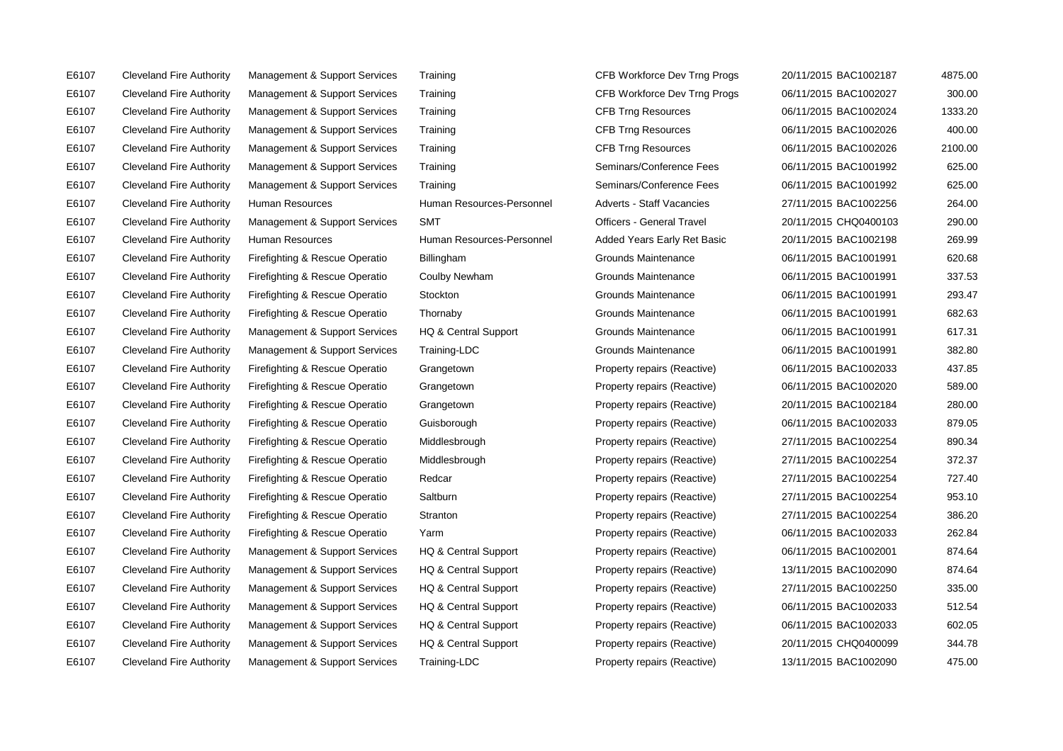| | | | | | | | |
|---|---|---|---|---|---|---|---|
| E6107 | Cleveland Fire Authority | Management & Support Services | Training | CFB Workforce Dev Trng Progs | 20/11/2015 | BAC1002187 | 4875.00 |
| E6107 | Cleveland Fire Authority | Management & Support Services | Training | CFB Workforce Dev Trng Progs | 06/11/2015 | BAC1002027 | 300.00 |
| E6107 | Cleveland Fire Authority | Management & Support Services | Training | CFB Trng Resources | 06/11/2015 | BAC1002024 | 1333.20 |
| E6107 | Cleveland Fire Authority | Management & Support Services | Training | CFB Trng Resources | 06/11/2015 | BAC1002026 | 400.00 |
| E6107 | Cleveland Fire Authority | Management & Support Services | Training | CFB Trng Resources | 06/11/2015 | BAC1002026 | 2100.00 |
| E6107 | Cleveland Fire Authority | Management & Support Services | Training | Seminars/Conference Fees | 06/11/2015 | BAC1001992 | 625.00 |
| E6107 | Cleveland Fire Authority | Management & Support Services | Training | Seminars/Conference Fees | 06/11/2015 | BAC1001992 | 625.00 |
| E6107 | Cleveland Fire Authority | Human Resources | Human Resources-Personnel | Adverts - Staff Vacancies | 27/11/2015 | BAC1002256 | 264.00 |
| E6107 | Cleveland Fire Authority | Management & Support Services | SMT | Officers - General Travel | 20/11/2015 | CHQ0400103 | 290.00 |
| E6107 | Cleveland Fire Authority | Human Resources | Human Resources-Personnel | Added Years Early Ret Basic | 20/11/2015 | BAC1002198 | 269.99 |
| E6107 | Cleveland Fire Authority | Firefighting & Rescue Operatio | Billingham | Grounds Maintenance | 06/11/2015 | BAC1001991 | 620.68 |
| E6107 | Cleveland Fire Authority | Firefighting & Rescue Operatio | Coulby Newham | Grounds Maintenance | 06/11/2015 | BAC1001991 | 337.53 |
| E6107 | Cleveland Fire Authority | Firefighting & Rescue Operatio | Stockton | Grounds Maintenance | 06/11/2015 | BAC1001991 | 293.47 |
| E6107 | Cleveland Fire Authority | Firefighting & Rescue Operatio | Thornaby | Grounds Maintenance | 06/11/2015 | BAC1001991 | 682.63 |
| E6107 | Cleveland Fire Authority | Management & Support Services | HQ & Central Support | Grounds Maintenance | 06/11/2015 | BAC1001991 | 617.31 |
| E6107 | Cleveland Fire Authority | Management & Support Services | Training-LDC | Grounds Maintenance | 06/11/2015 | BAC1001991 | 382.80 |
| E6107 | Cleveland Fire Authority | Firefighting & Rescue Operatio | Grangetown | Property repairs (Reactive) | 06/11/2015 | BAC1002033 | 437.85 |
| E6107 | Cleveland Fire Authority | Firefighting & Rescue Operatio | Grangetown | Property repairs (Reactive) | 06/11/2015 | BAC1002020 | 589.00 |
| E6107 | Cleveland Fire Authority | Firefighting & Rescue Operatio | Grangetown | Property repairs (Reactive) | 20/11/2015 | BAC1002184 | 280.00 |
| E6107 | Cleveland Fire Authority | Firefighting & Rescue Operatio | Guisborough | Property repairs (Reactive) | 06/11/2015 | BAC1002033 | 879.05 |
| E6107 | Cleveland Fire Authority | Firefighting & Rescue Operatio | Middlesbrough | Property repairs (Reactive) | 27/11/2015 | BAC1002254 | 890.34 |
| E6107 | Cleveland Fire Authority | Firefighting & Rescue Operatio | Middlesbrough | Property repairs (Reactive) | 27/11/2015 | BAC1002254 | 372.37 |
| E6107 | Cleveland Fire Authority | Firefighting & Rescue Operatio | Redcar | Property repairs (Reactive) | 27/11/2015 | BAC1002254 | 727.40 |
| E6107 | Cleveland Fire Authority | Firefighting & Rescue Operatio | Saltburn | Property repairs (Reactive) | 27/11/2015 | BAC1002254 | 953.10 |
| E6107 | Cleveland Fire Authority | Firefighting & Rescue Operatio | Stranton | Property repairs (Reactive) | 27/11/2015 | BAC1002254 | 386.20 |
| E6107 | Cleveland Fire Authority | Firefighting & Rescue Operatio | Yarm | Property repairs (Reactive) | 06/11/2015 | BAC1002033 | 262.84 |
| E6107 | Cleveland Fire Authority | Management & Support Services | HQ & Central Support | Property repairs (Reactive) | 06/11/2015 | BAC1002001 | 874.64 |
| E6107 | Cleveland Fire Authority | Management & Support Services | HQ & Central Support | Property repairs (Reactive) | 13/11/2015 | BAC1002090 | 874.64 |
| E6107 | Cleveland Fire Authority | Management & Support Services | HQ & Central Support | Property repairs (Reactive) | 27/11/2015 | BAC1002250 | 335.00 |
| E6107 | Cleveland Fire Authority | Management & Support Services | HQ & Central Support | Property repairs (Reactive) | 06/11/2015 | BAC1002033 | 512.54 |
| E6107 | Cleveland Fire Authority | Management & Support Services | HQ & Central Support | Property repairs (Reactive) | 06/11/2015 | BAC1002033 | 602.05 |
| E6107 | Cleveland Fire Authority | Management & Support Services | HQ & Central Support | Property repairs (Reactive) | 20/11/2015 | CHQ0400099 | 344.78 |
| E6107 | Cleveland Fire Authority | Management & Support Services | Training-LDC | Property repairs (Reactive) | 13/11/2015 | BAC1002090 | 475.00 |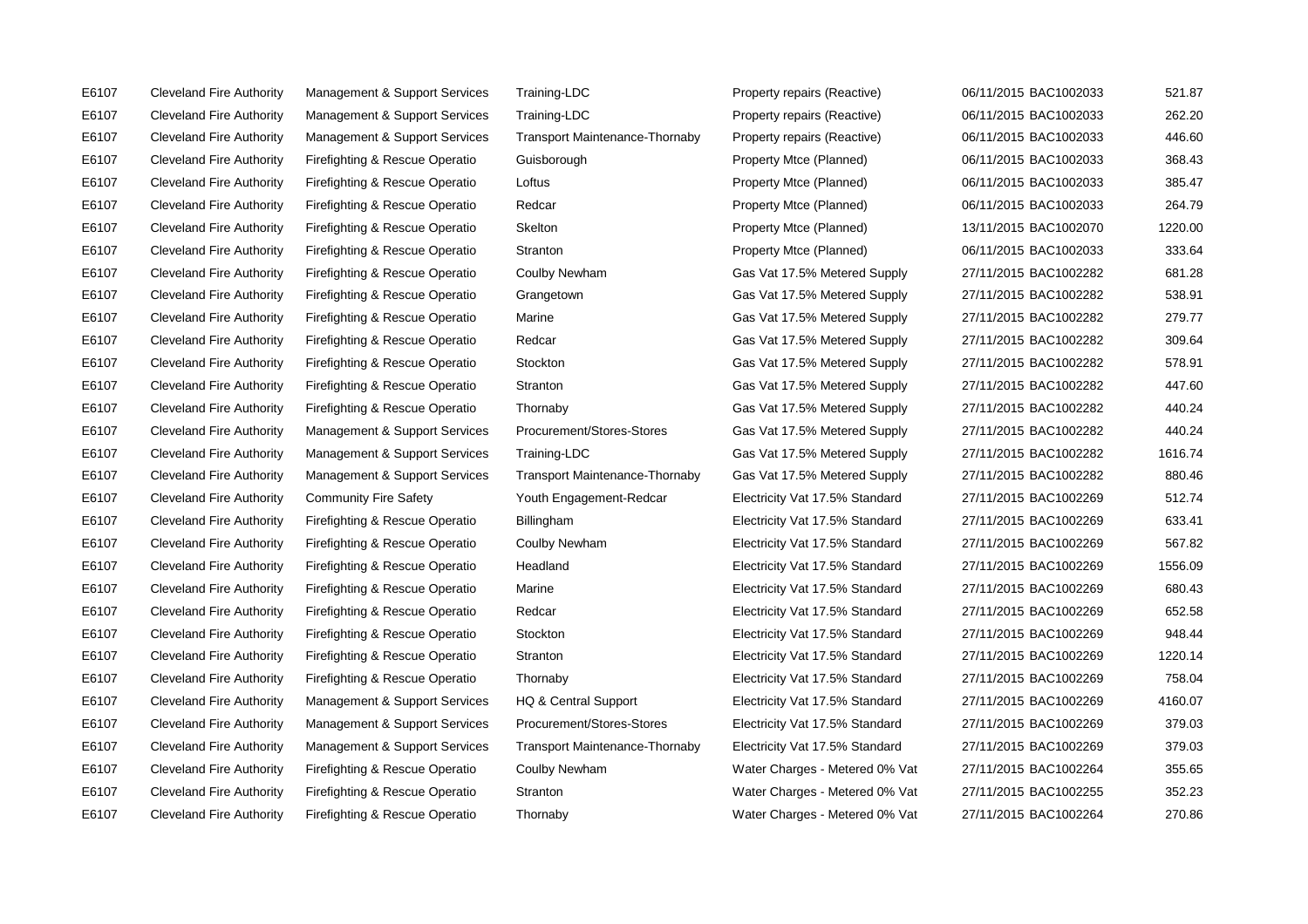| | | | | | | | |
|---|---|---|---|---|---|---|---|
| E6107 | Cleveland Fire Authority | Management & Support Services | Training-LDC | Property repairs (Reactive) | 06/11/2015 | BAC1002033 | 521.87 |
| E6107 | Cleveland Fire Authority | Management & Support Services | Training-LDC | Property repairs (Reactive) | 06/11/2015 | BAC1002033 | 262.20 |
| E6107 | Cleveland Fire Authority | Management & Support Services | Transport Maintenance-Thornaby | Property repairs (Reactive) | 06/11/2015 | BAC1002033 | 446.60 |
| E6107 | Cleveland Fire Authority | Firefighting & Rescue Operatio | Guisborough | Property Mtce (Planned) | 06/11/2015 | BAC1002033 | 368.43 |
| E6107 | Cleveland Fire Authority | Firefighting & Rescue Operatio | Loftus | Property Mtce (Planned) | 06/11/2015 | BAC1002033 | 385.47 |
| E6107 | Cleveland Fire Authority | Firefighting & Rescue Operatio | Redcar | Property Mtce (Planned) | 06/11/2015 | BAC1002033 | 264.79 |
| E6107 | Cleveland Fire Authority | Firefighting & Rescue Operatio | Skelton | Property Mtce (Planned) | 13/11/2015 | BAC1002070 | 1220.00 |
| E6107 | Cleveland Fire Authority | Firefighting & Rescue Operatio | Stranton | Property Mtce (Planned) | 06/11/2015 | BAC1002033 | 333.64 |
| E6107 | Cleveland Fire Authority | Firefighting & Rescue Operatio | Coulby Newham | Gas Vat 17.5% Metered Supply | 27/11/2015 | BAC1002282 | 681.28 |
| E6107 | Cleveland Fire Authority | Firefighting & Rescue Operatio | Grangetown | Gas Vat 17.5% Metered Supply | 27/11/2015 | BAC1002282 | 538.91 |
| E6107 | Cleveland Fire Authority | Firefighting & Rescue Operatio | Marine | Gas Vat 17.5% Metered Supply | 27/11/2015 | BAC1002282 | 279.77 |
| E6107 | Cleveland Fire Authority | Firefighting & Rescue Operatio | Redcar | Gas Vat 17.5% Metered Supply | 27/11/2015 | BAC1002282 | 309.64 |
| E6107 | Cleveland Fire Authority | Firefighting & Rescue Operatio | Stockton | Gas Vat 17.5% Metered Supply | 27/11/2015 | BAC1002282 | 578.91 |
| E6107 | Cleveland Fire Authority | Firefighting & Rescue Operatio | Stranton | Gas Vat 17.5% Metered Supply | 27/11/2015 | BAC1002282 | 447.60 |
| E6107 | Cleveland Fire Authority | Firefighting & Rescue Operatio | Thornaby | Gas Vat 17.5% Metered Supply | 27/11/2015 | BAC1002282 | 440.24 |
| E6107 | Cleveland Fire Authority | Management & Support Services | Procurement/Stores-Stores | Gas Vat 17.5% Metered Supply | 27/11/2015 | BAC1002282 | 440.24 |
| E6107 | Cleveland Fire Authority | Management & Support Services | Training-LDC | Gas Vat 17.5% Metered Supply | 27/11/2015 | BAC1002282 | 1616.74 |
| E6107 | Cleveland Fire Authority | Management & Support Services | Transport Maintenance-Thornaby | Gas Vat 17.5% Metered Supply | 27/11/2015 | BAC1002282 | 880.46 |
| E6107 | Cleveland Fire Authority | Community Fire Safety | Youth Engagement-Redcar | Electricity Vat 17.5% Standard | 27/11/2015 | BAC1002269 | 512.74 |
| E6107 | Cleveland Fire Authority | Firefighting & Rescue Operatio | Billingham | Electricity Vat 17.5% Standard | 27/11/2015 | BAC1002269 | 633.41 |
| E6107 | Cleveland Fire Authority | Firefighting & Rescue Operatio | Coulby Newham | Electricity Vat 17.5% Standard | 27/11/2015 | BAC1002269 | 567.82 |
| E6107 | Cleveland Fire Authority | Firefighting & Rescue Operatio | Headland | Electricity Vat 17.5% Standard | 27/11/2015 | BAC1002269 | 1556.09 |
| E6107 | Cleveland Fire Authority | Firefighting & Rescue Operatio | Marine | Electricity Vat 17.5% Standard | 27/11/2015 | BAC1002269 | 680.43 |
| E6107 | Cleveland Fire Authority | Firefighting & Rescue Operatio | Redcar | Electricity Vat 17.5% Standard | 27/11/2015 | BAC1002269 | 652.58 |
| E6107 | Cleveland Fire Authority | Firefighting & Rescue Operatio | Stockton | Electricity Vat 17.5% Standard | 27/11/2015 | BAC1002269 | 948.44 |
| E6107 | Cleveland Fire Authority | Firefighting & Rescue Operatio | Stranton | Electricity Vat 17.5% Standard | 27/11/2015 | BAC1002269 | 1220.14 |
| E6107 | Cleveland Fire Authority | Firefighting & Rescue Operatio | Thornaby | Electricity Vat 17.5% Standard | 27/11/2015 | BAC1002269 | 758.04 |
| E6107 | Cleveland Fire Authority | Management & Support Services | HQ & Central Support | Electricity Vat 17.5% Standard | 27/11/2015 | BAC1002269 | 4160.07 |
| E6107 | Cleveland Fire Authority | Management & Support Services | Procurement/Stores-Stores | Electricity Vat 17.5% Standard | 27/11/2015 | BAC1002269 | 379.03 |
| E6107 | Cleveland Fire Authority | Management & Support Services | Transport Maintenance-Thornaby | Electricity Vat 17.5% Standard | 27/11/2015 | BAC1002269 | 379.03 |
| E6107 | Cleveland Fire Authority | Firefighting & Rescue Operatio | Coulby Newham | Water Charges - Metered 0% Vat | 27/11/2015 | BAC1002264 | 355.65 |
| E6107 | Cleveland Fire Authority | Firefighting & Rescue Operatio | Stranton | Water Charges - Metered 0% Vat | 27/11/2015 | BAC1002255 | 352.23 |
| E6107 | Cleveland Fire Authority | Firefighting & Rescue Operatio | Thornaby | Water Charges - Metered 0% Vat | 27/11/2015 | BAC1002264 | 270.86 |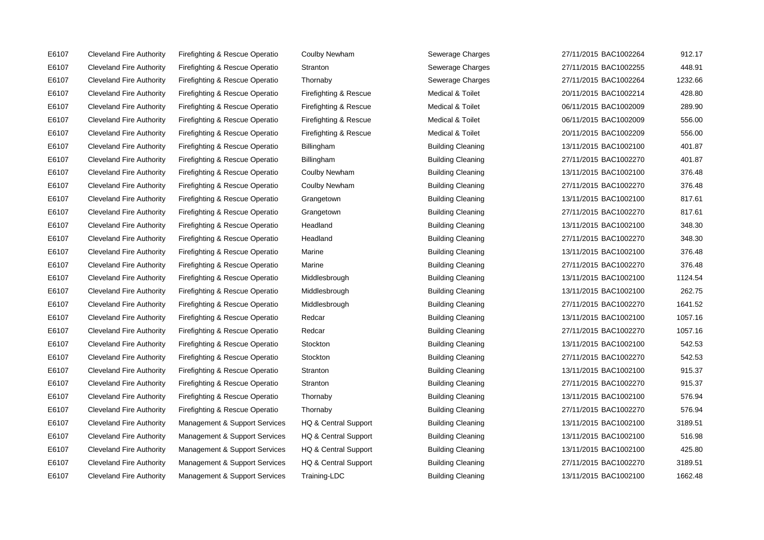| | | | | | | | |
|---|---|---|---|---|---|---|---|
| E6107 | Cleveland Fire Authority | Firefighting & Rescue Operatio | Coulby Newham | Sewerage Charges | 27/11/2015 | BAC1002264 | 912.17 |
| E6107 | Cleveland Fire Authority | Firefighting & Rescue Operatio | Stranton | Sewerage Charges | 27/11/2015 | BAC1002255 | 448.91 |
| E6107 | Cleveland Fire Authority | Firefighting & Rescue Operatio | Thornaby | Sewerage Charges | 27/11/2015 | BAC1002264 | 1232.66 |
| E6107 | Cleveland Fire Authority | Firefighting & Rescue Operatio | Firefighting & Rescue | Medical & Toilet | 20/11/2015 | BAC1002214 | 428.80 |
| E6107 | Cleveland Fire Authority | Firefighting & Rescue Operatio | Firefighting & Rescue | Medical & Toilet | 06/11/2015 | BAC1002009 | 289.90 |
| E6107 | Cleveland Fire Authority | Firefighting & Rescue Operatio | Firefighting & Rescue | Medical & Toilet | 06/11/2015 | BAC1002009 | 556.00 |
| E6107 | Cleveland Fire Authority | Firefighting & Rescue Operatio | Firefighting & Rescue | Medical & Toilet | 20/11/2015 | BAC1002209 | 556.00 |
| E6107 | Cleveland Fire Authority | Firefighting & Rescue Operatio | Billingham | Building Cleaning | 13/11/2015 | BAC1002100 | 401.87 |
| E6107 | Cleveland Fire Authority | Firefighting & Rescue Operatio | Billingham | Building Cleaning | 27/11/2015 | BAC1002270 | 401.87 |
| E6107 | Cleveland Fire Authority | Firefighting & Rescue Operatio | Coulby Newham | Building Cleaning | 13/11/2015 | BAC1002100 | 376.48 |
| E6107 | Cleveland Fire Authority | Firefighting & Rescue Operatio | Coulby Newham | Building Cleaning | 27/11/2015 | BAC1002270 | 376.48 |
| E6107 | Cleveland Fire Authority | Firefighting & Rescue Operatio | Grangetown | Building Cleaning | 13/11/2015 | BAC1002100 | 817.61 |
| E6107 | Cleveland Fire Authority | Firefighting & Rescue Operatio | Grangetown | Building Cleaning | 27/11/2015 | BAC1002270 | 817.61 |
| E6107 | Cleveland Fire Authority | Firefighting & Rescue Operatio | Headland | Building Cleaning | 13/11/2015 | BAC1002100 | 348.30 |
| E6107 | Cleveland Fire Authority | Firefighting & Rescue Operatio | Headland | Building Cleaning | 27/11/2015 | BAC1002270 | 348.30 |
| E6107 | Cleveland Fire Authority | Firefighting & Rescue Operatio | Marine | Building Cleaning | 13/11/2015 | BAC1002100 | 376.48 |
| E6107 | Cleveland Fire Authority | Firefighting & Rescue Operatio | Marine | Building Cleaning | 27/11/2015 | BAC1002270 | 376.48 |
| E6107 | Cleveland Fire Authority | Firefighting & Rescue Operatio | Middlesbrough | Building Cleaning | 13/11/2015 | BAC1002100 | 1124.54 |
| E6107 | Cleveland Fire Authority | Firefighting & Rescue Operatio | Middlesbrough | Building Cleaning | 13/11/2015 | BAC1002100 | 262.75 |
| E6107 | Cleveland Fire Authority | Firefighting & Rescue Operatio | Middlesbrough | Building Cleaning | 27/11/2015 | BAC1002270 | 1641.52 |
| E6107 | Cleveland Fire Authority | Firefighting & Rescue Operatio | Redcar | Building Cleaning | 13/11/2015 | BAC1002100 | 1057.16 |
| E6107 | Cleveland Fire Authority | Firefighting & Rescue Operatio | Redcar | Building Cleaning | 27/11/2015 | BAC1002270 | 1057.16 |
| E6107 | Cleveland Fire Authority | Firefighting & Rescue Operatio | Stockton | Building Cleaning | 13/11/2015 | BAC1002100 | 542.53 |
| E6107 | Cleveland Fire Authority | Firefighting & Rescue Operatio | Stockton | Building Cleaning | 27/11/2015 | BAC1002270 | 542.53 |
| E6107 | Cleveland Fire Authority | Firefighting & Rescue Operatio | Stranton | Building Cleaning | 13/11/2015 | BAC1002100 | 915.37 |
| E6107 | Cleveland Fire Authority | Firefighting & Rescue Operatio | Stranton | Building Cleaning | 27/11/2015 | BAC1002270 | 915.37 |
| E6107 | Cleveland Fire Authority | Firefighting & Rescue Operatio | Thornaby | Building Cleaning | 13/11/2015 | BAC1002100 | 576.94 |
| E6107 | Cleveland Fire Authority | Firefighting & Rescue Operatio | Thornaby | Building Cleaning | 27/11/2015 | BAC1002270 | 576.94 |
| E6107 | Cleveland Fire Authority | Management & Support Services | HQ & Central Support | Building Cleaning | 13/11/2015 | BAC1002100 | 3189.51 |
| E6107 | Cleveland Fire Authority | Management & Support Services | HQ & Central Support | Building Cleaning | 13/11/2015 | BAC1002100 | 516.98 |
| E6107 | Cleveland Fire Authority | Management & Support Services | HQ & Central Support | Building Cleaning | 13/11/2015 | BAC1002100 | 425.80 |
| E6107 | Cleveland Fire Authority | Management & Support Services | HQ & Central Support | Building Cleaning | 27/11/2015 | BAC1002270 | 3189.51 |
| E6107 | Cleveland Fire Authority | Management & Support Services | Training-LDC | Building Cleaning | 13/11/2015 | BAC1002100 | 1662.48 |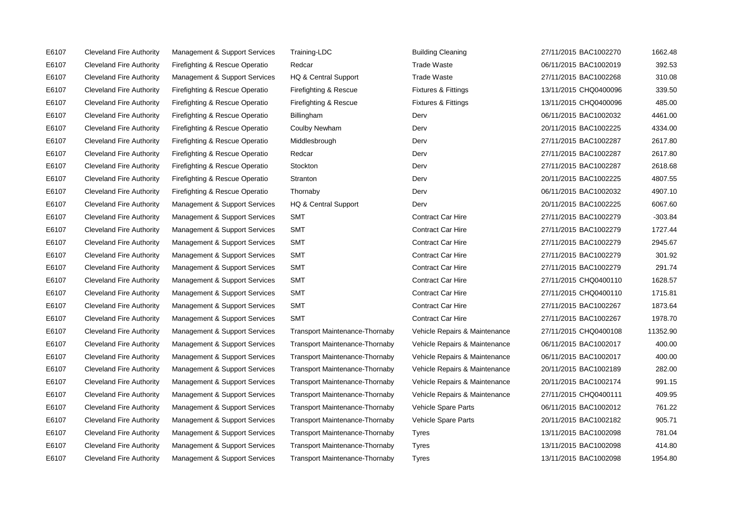| | | | | | | | |
|---|---|---|---|---|---|---|---|
| E6107 | Cleveland Fire Authority | Management & Support Services | Training-LDC | Building Cleaning | 27/11/2015 | BAC1002270 | 1662.48 |
| E6107 | Cleveland Fire Authority | Firefighting & Rescue Operatio | Redcar | Trade Waste | 06/11/2015 | BAC1002019 | 392.53 |
| E6107 | Cleveland Fire Authority | Management & Support Services | HQ & Central Support | Trade Waste | 27/11/2015 | BAC1002268 | 310.08 |
| E6107 | Cleveland Fire Authority | Firefighting & Rescue Operatio | Firefighting & Rescue | Fixtures & Fittings | 13/11/2015 | CHQ0400096 | 339.50 |
| E6107 | Cleveland Fire Authority | Firefighting & Rescue Operatio | Firefighting & Rescue | Fixtures & Fittings | 13/11/2015 | CHQ0400096 | 485.00 |
| E6107 | Cleveland Fire Authority | Firefighting & Rescue Operatio | Billingham | Derv | 06/11/2015 | BAC1002032 | 4461.00 |
| E6107 | Cleveland Fire Authority | Firefighting & Rescue Operatio | Coulby Newham | Derv | 20/11/2015 | BAC1002225 | 4334.00 |
| E6107 | Cleveland Fire Authority | Firefighting & Rescue Operatio | Middlesbrough | Derv | 27/11/2015 | BAC1002287 | 2617.80 |
| E6107 | Cleveland Fire Authority | Firefighting & Rescue Operatio | Redcar | Derv | 27/11/2015 | BAC1002287 | 2617.80 |
| E6107 | Cleveland Fire Authority | Firefighting & Rescue Operatio | Stockton | Derv | 27/11/2015 | BAC1002287 | 2618.68 |
| E6107 | Cleveland Fire Authority | Firefighting & Rescue Operatio | Stranton | Derv | 20/11/2015 | BAC1002225 | 4807.55 |
| E6107 | Cleveland Fire Authority | Firefighting & Rescue Operatio | Thornaby | Derv | 06/11/2015 | BAC1002032 | 4907.10 |
| E6107 | Cleveland Fire Authority | Management & Support Services | HQ & Central Support | Derv | 20/11/2015 | BAC1002225 | 6067.60 |
| E6107 | Cleveland Fire Authority | Management & Support Services | SMT | Contract Car Hire | 27/11/2015 | BAC1002279 | -303.84 |
| E6107 | Cleveland Fire Authority | Management & Support Services | SMT | Contract Car Hire | 27/11/2015 | BAC1002279 | 1727.44 |
| E6107 | Cleveland Fire Authority | Management & Support Services | SMT | Contract Car Hire | 27/11/2015 | BAC1002279 | 2945.67 |
| E6107 | Cleveland Fire Authority | Management & Support Services | SMT | Contract Car Hire | 27/11/2015 | BAC1002279 | 301.92 |
| E6107 | Cleveland Fire Authority | Management & Support Services | SMT | Contract Car Hire | 27/11/2015 | BAC1002279 | 291.74 |
| E6107 | Cleveland Fire Authority | Management & Support Services | SMT | Contract Car Hire | 27/11/2015 | CHQ0400110 | 1628.57 |
| E6107 | Cleveland Fire Authority | Management & Support Services | SMT | Contract Car Hire | 27/11/2015 | CHQ0400110 | 1715.81 |
| E6107 | Cleveland Fire Authority | Management & Support Services | SMT | Contract Car Hire | 27/11/2015 | BAC1002267 | 1873.64 |
| E6107 | Cleveland Fire Authority | Management & Support Services | SMT | Contract Car Hire | 27/11/2015 | BAC1002267 | 1978.70 |
| E6107 | Cleveland Fire Authority | Management & Support Services | Transport Maintenance-Thornaby | Vehicle Repairs & Maintenance | 27/11/2015 | CHQ0400108 | 11352.90 |
| E6107 | Cleveland Fire Authority | Management & Support Services | Transport Maintenance-Thornaby | Vehicle Repairs & Maintenance | 06/11/2015 | BAC1002017 | 400.00 |
| E6107 | Cleveland Fire Authority | Management & Support Services | Transport Maintenance-Thornaby | Vehicle Repairs & Maintenance | 06/11/2015 | BAC1002017 | 400.00 |
| E6107 | Cleveland Fire Authority | Management & Support Services | Transport Maintenance-Thornaby | Vehicle Repairs & Maintenance | 20/11/2015 | BAC1002189 | 282.00 |
| E6107 | Cleveland Fire Authority | Management & Support Services | Transport Maintenance-Thornaby | Vehicle Repairs & Maintenance | 20/11/2015 | BAC1002174 | 991.15 |
| E6107 | Cleveland Fire Authority | Management & Support Services | Transport Maintenance-Thornaby | Vehicle Repairs & Maintenance | 27/11/2015 | CHQ0400111 | 409.95 |
| E6107 | Cleveland Fire Authority | Management & Support Services | Transport Maintenance-Thornaby | Vehicle Spare Parts | 06/11/2015 | BAC1002012 | 761.22 |
| E6107 | Cleveland Fire Authority | Management & Support Services | Transport Maintenance-Thornaby | Vehicle Spare Parts | 20/11/2015 | BAC1002182 | 905.71 |
| E6107 | Cleveland Fire Authority | Management & Support Services | Transport Maintenance-Thornaby | Tyres | 13/11/2015 | BAC1002098 | 781.04 |
| E6107 | Cleveland Fire Authority | Management & Support Services | Transport Maintenance-Thornaby | Tyres | 13/11/2015 | BAC1002098 | 414.80 |
| E6107 | Cleveland Fire Authority | Management & Support Services | Transport Maintenance-Thornaby | Tyres | 13/11/2015 | BAC1002098 | 1954.80 |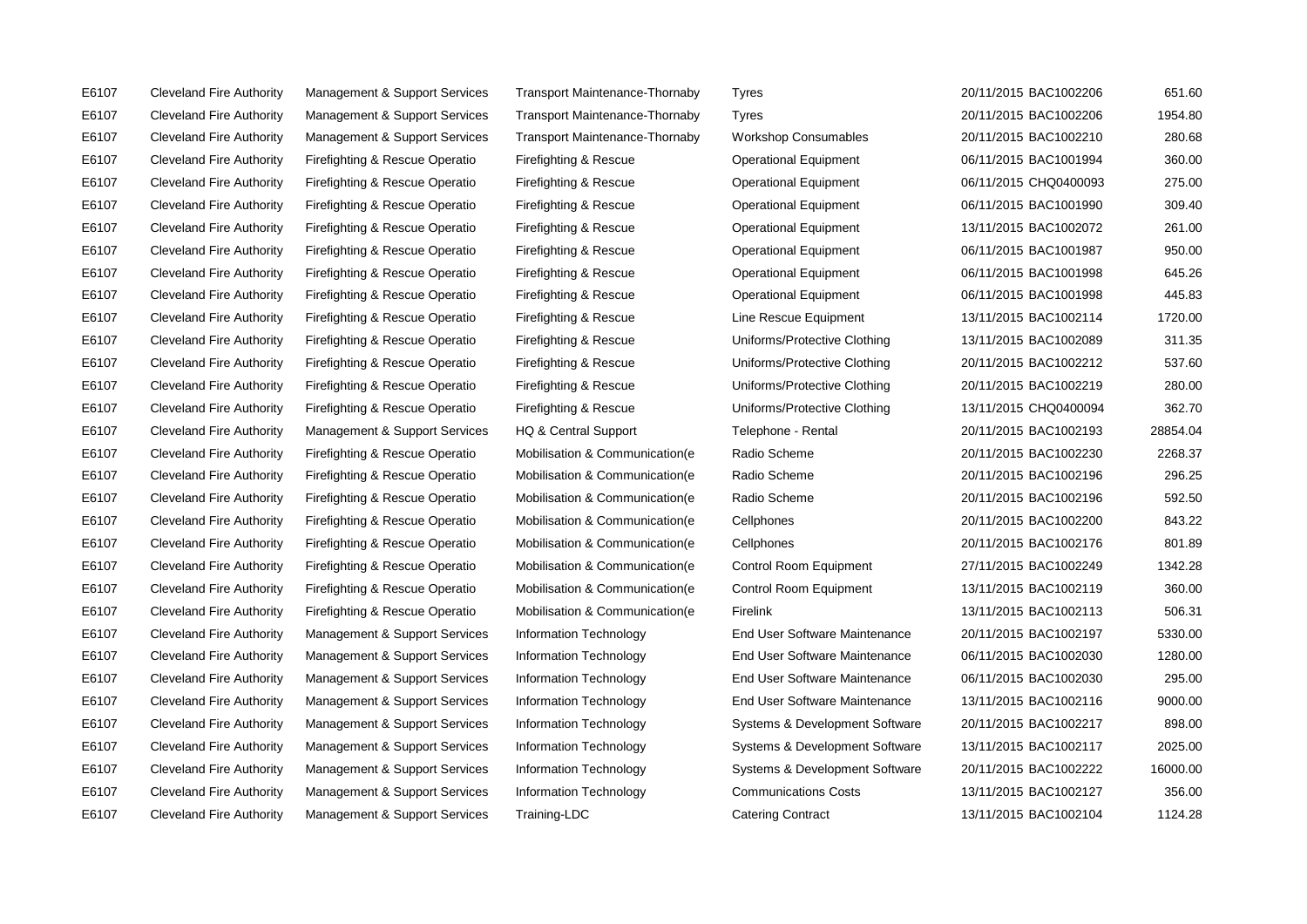| | | | | | | | |
|---|---|---|---|---|---|---|---|
| E6107 | Cleveland Fire Authority | Management & Support Services | Transport Maintenance-Thornaby | Tyres | 20/11/2015 | BAC1002206 | 651.60 |
| E6107 | Cleveland Fire Authority | Management & Support Services | Transport Maintenance-Thornaby | Tyres | 20/11/2015 | BAC1002206 | 1954.80 |
| E6107 | Cleveland Fire Authority | Management & Support Services | Transport Maintenance-Thornaby | Workshop Consumables | 20/11/2015 | BAC1002210 | 280.68 |
| E6107 | Cleveland Fire Authority | Firefighting & Rescue Operatio | Firefighting & Rescue | Operational Equipment | 06/11/2015 | BAC1001994 | 360.00 |
| E6107 | Cleveland Fire Authority | Firefighting & Rescue Operatio | Firefighting & Rescue | Operational Equipment | 06/11/2015 | CHQ0400093 | 275.00 |
| E6107 | Cleveland Fire Authority | Firefighting & Rescue Operatio | Firefighting & Rescue | Operational Equipment | 06/11/2015 | BAC1001990 | 309.40 |
| E6107 | Cleveland Fire Authority | Firefighting & Rescue Operatio | Firefighting & Rescue | Operational Equipment | 13/11/2015 | BAC1002072 | 261.00 |
| E6107 | Cleveland Fire Authority | Firefighting & Rescue Operatio | Firefighting & Rescue | Operational Equipment | 06/11/2015 | BAC1001987 | 950.00 |
| E6107 | Cleveland Fire Authority | Firefighting & Rescue Operatio | Firefighting & Rescue | Operational Equipment | 06/11/2015 | BAC1001998 | 645.26 |
| E6107 | Cleveland Fire Authority | Firefighting & Rescue Operatio | Firefighting & Rescue | Operational Equipment | 06/11/2015 | BAC1001998 | 445.83 |
| E6107 | Cleveland Fire Authority | Firefighting & Rescue Operatio | Firefighting & Rescue | Line Rescue Equipment | 13/11/2015 | BAC1002114 | 1720.00 |
| E6107 | Cleveland Fire Authority | Firefighting & Rescue Operatio | Firefighting & Rescue | Uniforms/Protective Clothing | 13/11/2015 | BAC1002089 | 311.35 |
| E6107 | Cleveland Fire Authority | Firefighting & Rescue Operatio | Firefighting & Rescue | Uniforms/Protective Clothing | 20/11/2015 | BAC1002212 | 537.60 |
| E6107 | Cleveland Fire Authority | Firefighting & Rescue Operatio | Firefighting & Rescue | Uniforms/Protective Clothing | 20/11/2015 | BAC1002219 | 280.00 |
| E6107 | Cleveland Fire Authority | Firefighting & Rescue Operatio | Firefighting & Rescue | Uniforms/Protective Clothing | 13/11/2015 | CHQ0400094 | 362.70 |
| E6107 | Cleveland Fire Authority | Management & Support Services | HQ & Central Support | Telephone - Rental | 20/11/2015 | BAC1002193 | 28854.04 |
| E6107 | Cleveland Fire Authority | Firefighting & Rescue Operatio | Mobilisation & Communication(e | Radio Scheme | 20/11/2015 | BAC1002230 | 2268.37 |
| E6107 | Cleveland Fire Authority | Firefighting & Rescue Operatio | Mobilisation & Communication(e | Radio Scheme | 20/11/2015 | BAC1002196 | 296.25 |
| E6107 | Cleveland Fire Authority | Firefighting & Rescue Operatio | Mobilisation & Communication(e | Radio Scheme | 20/11/2015 | BAC1002196 | 592.50 |
| E6107 | Cleveland Fire Authority | Firefighting & Rescue Operatio | Mobilisation & Communication(e | Cellphones | 20/11/2015 | BAC1002200 | 843.22 |
| E6107 | Cleveland Fire Authority | Firefighting & Rescue Operatio | Mobilisation & Communication(e | Cellphones | 20/11/2015 | BAC1002176 | 801.89 |
| E6107 | Cleveland Fire Authority | Firefighting & Rescue Operatio | Mobilisation & Communication(e | Control Room Equipment | 27/11/2015 | BAC1002249 | 1342.28 |
| E6107 | Cleveland Fire Authority | Firefighting & Rescue Operatio | Mobilisation & Communication(e | Control Room Equipment | 13/11/2015 | BAC1002119 | 360.00 |
| E6107 | Cleveland Fire Authority | Firefighting & Rescue Operatio | Mobilisation & Communication(e | Firelink | 13/11/2015 | BAC1002113 | 506.31 |
| E6107 | Cleveland Fire Authority | Management & Support Services | Information Technology | End User Software Maintenance | 20/11/2015 | BAC1002197 | 5330.00 |
| E6107 | Cleveland Fire Authority | Management & Support Services | Information Technology | End User Software Maintenance | 06/11/2015 | BAC1002030 | 1280.00 |
| E6107 | Cleveland Fire Authority | Management & Support Services | Information Technology | End User Software Maintenance | 06/11/2015 | BAC1002030 | 295.00 |
| E6107 | Cleveland Fire Authority | Management & Support Services | Information Technology | End User Software Maintenance | 13/11/2015 | BAC1002116 | 9000.00 |
| E6107 | Cleveland Fire Authority | Management & Support Services | Information Technology | Systems & Development Software | 20/11/2015 | BAC1002217 | 898.00 |
| E6107 | Cleveland Fire Authority | Management & Support Services | Information Technology | Systems & Development Software | 13/11/2015 | BAC1002117 | 2025.00 |
| E6107 | Cleveland Fire Authority | Management & Support Services | Information Technology | Systems & Development Software | 20/11/2015 | BAC1002222 | 16000.00 |
| E6107 | Cleveland Fire Authority | Management & Support Services | Information Technology | Communications Costs | 13/11/2015 | BAC1002127 | 356.00 |
| E6107 | Cleveland Fire Authority | Management & Support Services | Training-LDC | Catering Contract | 13/11/2015 | BAC1002104 | 1124.28 |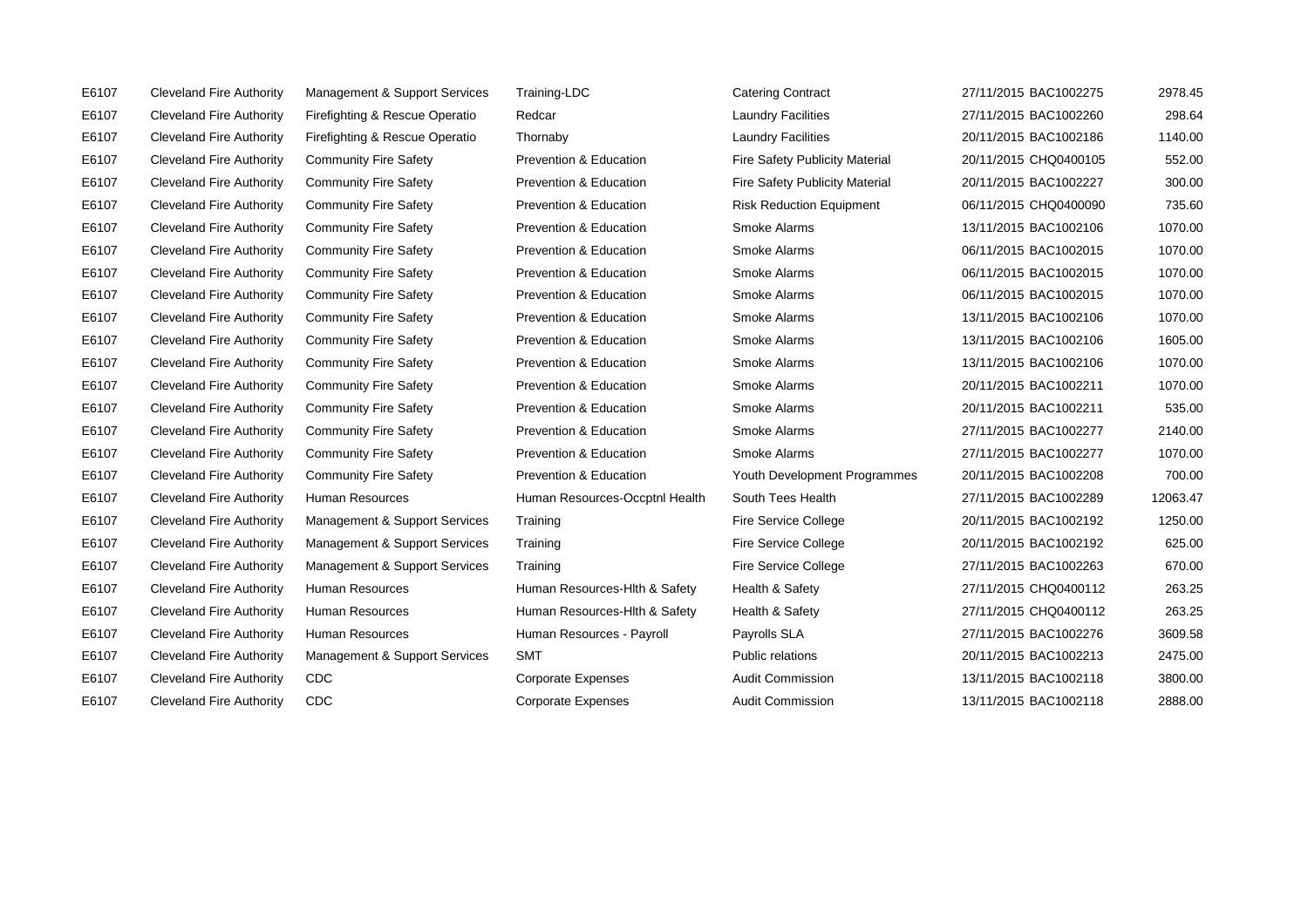| E6107 | Cleveland Fire Authority | Management & Support Services | Training-LDC | Catering Contract | 27/11/2015 | BAC1002275 | 2978.45 |
|---|---|---|---|---|---|---|---|
| E6107 | Cleveland Fire Authority | Firefighting & Rescue Operatio | Redcar | Laundry Facilities | 27/11/2015 | BAC1002260 | 298.64 |
| E6107 | Cleveland Fire Authority | Firefighting & Rescue Operatio | Thornaby | Laundry Facilities | 20/11/2015 | BAC1002186 | 1140.00 |
| E6107 | Cleveland Fire Authority | Community Fire Safety | Prevention & Education | Fire Safety Publicity Material | 20/11/2015 | CHQ0400105 | 552.00 |
| E6107 | Cleveland Fire Authority | Community Fire Safety | Prevention & Education | Fire Safety Publicity Material | 20/11/2015 | BAC1002227 | 300.00 |
| E6107 | Cleveland Fire Authority | Community Fire Safety | Prevention & Education | Risk Reduction Equipment | 06/11/2015 | CHQ0400090 | 735.60 |
| E6107 | Cleveland Fire Authority | Community Fire Safety | Prevention & Education | Smoke Alarms | 13/11/2015 | BAC1002106 | 1070.00 |
| E6107 | Cleveland Fire Authority | Community Fire Safety | Prevention & Education | Smoke Alarms | 06/11/2015 | BAC1002015 | 1070.00 |
| E6107 | Cleveland Fire Authority | Community Fire Safety | Prevention & Education | Smoke Alarms | 06/11/2015 | BAC1002015 | 1070.00 |
| E6107 | Cleveland Fire Authority | Community Fire Safety | Prevention & Education | Smoke Alarms | 06/11/2015 | BAC1002015 | 1070.00 |
| E6107 | Cleveland Fire Authority | Community Fire Safety | Prevention & Education | Smoke Alarms | 13/11/2015 | BAC1002106 | 1070.00 |
| E6107 | Cleveland Fire Authority | Community Fire Safety | Prevention & Education | Smoke Alarms | 13/11/2015 | BAC1002106 | 1605.00 |
| E6107 | Cleveland Fire Authority | Community Fire Safety | Prevention & Education | Smoke Alarms | 13/11/2015 | BAC1002106 | 1070.00 |
| E6107 | Cleveland Fire Authority | Community Fire Safety | Prevention & Education | Smoke Alarms | 20/11/2015 | BAC1002211 | 1070.00 |
| E6107 | Cleveland Fire Authority | Community Fire Safety | Prevention & Education | Smoke Alarms | 20/11/2015 | BAC1002211 | 535.00 |
| E6107 | Cleveland Fire Authority | Community Fire Safety | Prevention & Education | Smoke Alarms | 27/11/2015 | BAC1002277 | 2140.00 |
| E6107 | Cleveland Fire Authority | Community Fire Safety | Prevention & Education | Smoke Alarms | 27/11/2015 | BAC1002277 | 1070.00 |
| E6107 | Cleveland Fire Authority | Community Fire Safety | Prevention & Education | Youth Development Programmes | 20/11/2015 | BAC1002208 | 700.00 |
| E6107 | Cleveland Fire Authority | Human Resources | Human Resources-Occptnl Health | South Tees Health | 27/11/2015 | BAC1002289 | 12063.47 |
| E6107 | Cleveland Fire Authority | Management & Support Services | Training | Fire Service College | 20/11/2015 | BAC1002192 | 1250.00 |
| E6107 | Cleveland Fire Authority | Management & Support Services | Training | Fire Service College | 20/11/2015 | BAC1002192 | 625.00 |
| E6107 | Cleveland Fire Authority | Management & Support Services | Training | Fire Service College | 27/11/2015 | BAC1002263 | 670.00 |
| E6107 | Cleveland Fire Authority | Human Resources | Human Resources-Hlth & Safety | Health & Safety | 27/11/2015 | CHQ0400112 | 263.25 |
| E6107 | Cleveland Fire Authority | Human Resources | Human Resources-Hlth & Safety | Health & Safety | 27/11/2015 | CHQ0400112 | 263.25 |
| E6107 | Cleveland Fire Authority | Human Resources | Human Resources - Payroll | Payrolls SLA | 27/11/2015 | BAC1002276 | 3609.58 |
| E6107 | Cleveland Fire Authority | Management & Support Services | SMT | Public relations | 20/11/2015 | BAC1002213 | 2475.00 |
| E6107 | Cleveland Fire Authority | CDC | Corporate Expenses | Audit Commission | 13/11/2015 | BAC1002118 | 3800.00 |
| E6107 | Cleveland Fire Authority | CDC | Corporate Expenses | Audit Commission | 13/11/2015 | BAC1002118 | 2888.00 |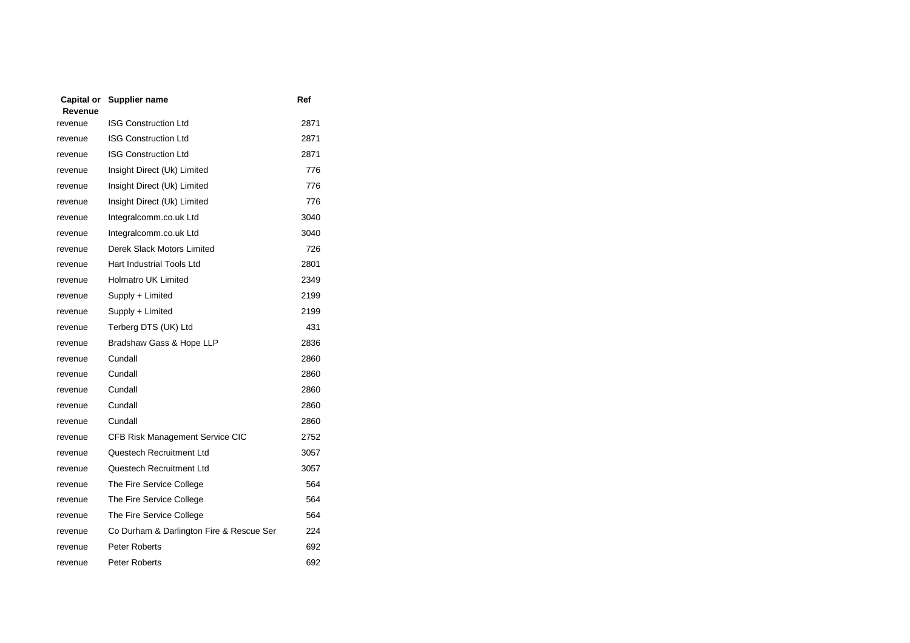| Capital or Revenue | Supplier name | Ref |
|---|---|---|
| revenue | ISG Construction Ltd | 2871 |
| revenue | ISG Construction Ltd | 2871 |
| revenue | ISG Construction Ltd | 2871 |
| revenue | Insight Direct (Uk) Limited | 776 |
| revenue | Insight Direct (Uk) Limited | 776 |
| revenue | Insight Direct (Uk) Limited | 776 |
| revenue | Integralcomm.co.uk Ltd | 3040 |
| revenue | Integralcomm.co.uk Ltd | 3040 |
| revenue | Derek Slack Motors Limited | 726 |
| revenue | Hart Industrial Tools Ltd | 2801 |
| revenue | Holmatro UK Limited | 2349 |
| revenue | Supply + Limited | 2199 |
| revenue | Supply + Limited | 2199 |
| revenue | Terberg DTS (UK) Ltd | 431 |
| revenue | Bradshaw Gass & Hope LLP | 2836 |
| revenue | Cundall | 2860 |
| revenue | Cundall | 2860 |
| revenue | Cundall | 2860 |
| revenue | Cundall | 2860 |
| revenue | Cundall | 2860 |
| revenue | CFB Risk Management Service CIC | 2752 |
| revenue | Questech Recruitment Ltd | 3057 |
| revenue | Questech Recruitment Ltd | 3057 |
| revenue | The Fire Service College | 564 |
| revenue | The Fire Service College | 564 |
| revenue | The Fire Service College | 564 |
| revenue | Co Durham & Darlington Fire & Rescue Ser | 224 |
| revenue | Peter Roberts | 692 |
| revenue | Peter Roberts | 692 |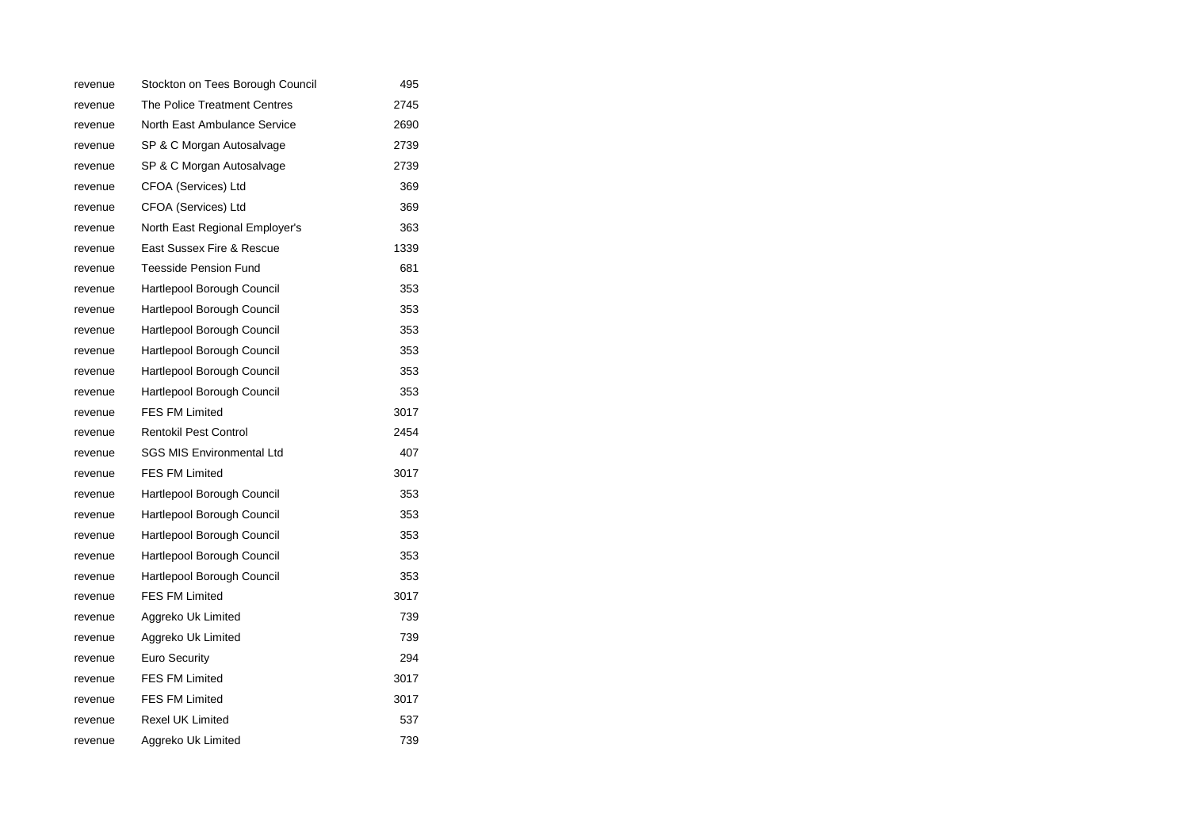| | | |
|---|---|---|
| revenue | Stockton on Tees Borough Council | 495 |
| revenue | The Police Treatment Centres | 2745 |
| revenue | North East Ambulance Service | 2690 |
| revenue | SP & C Morgan Autosalvage | 2739 |
| revenue | SP & C Morgan Autosalvage | 2739 |
| revenue | CFOA (Services) Ltd | 369 |
| revenue | CFOA (Services) Ltd | 369 |
| revenue | North East Regional Employer's | 363 |
| revenue | East Sussex Fire & Rescue | 1339 |
| revenue | Teesside Pension Fund | 681 |
| revenue | Hartlepool Borough Council | 353 |
| revenue | Hartlepool Borough Council | 353 |
| revenue | Hartlepool Borough Council | 353 |
| revenue | Hartlepool Borough Council | 353 |
| revenue | Hartlepool Borough Council | 353 |
| revenue | Hartlepool Borough Council | 353 |
| revenue | FES FM Limited | 3017 |
| revenue | Rentokil Pest Control | 2454 |
| revenue | SGS MIS Environmental Ltd | 407 |
| revenue | FES FM Limited | 3017 |
| revenue | Hartlepool Borough Council | 353 |
| revenue | Hartlepool Borough Council | 353 |
| revenue | Hartlepool Borough Council | 353 |
| revenue | Hartlepool Borough Council | 353 |
| revenue | Hartlepool Borough Council | 353 |
| revenue | FES FM Limited | 3017 |
| revenue | Aggreko Uk Limited | 739 |
| revenue | Aggreko Uk Limited | 739 |
| revenue | Euro Security | 294 |
| revenue | FES FM Limited | 3017 |
| revenue | FES FM Limited | 3017 |
| revenue | Rexel UK Limited | 537 |
| revenue | Aggreko Uk Limited | 739 |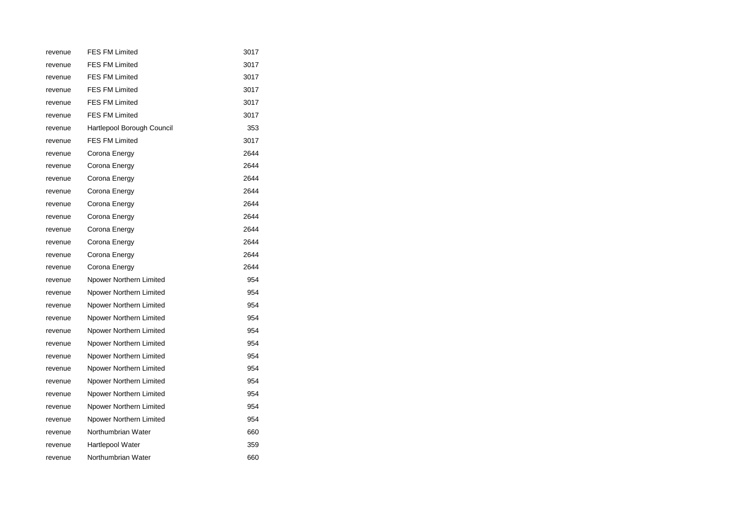| | | |
|---|---|---|
| revenue | FES FM Limited | 3017 |
| revenue | FES FM Limited | 3017 |
| revenue | FES FM Limited | 3017 |
| revenue | FES FM Limited | 3017 |
| revenue | FES FM Limited | 3017 |
| revenue | FES FM Limited | 3017 |
| revenue | Hartlepool Borough Council | 353 |
| revenue | FES FM Limited | 3017 |
| revenue | Corona Energy | 2644 |
| revenue | Corona Energy | 2644 |
| revenue | Corona Energy | 2644 |
| revenue | Corona Energy | 2644 |
| revenue | Corona Energy | 2644 |
| revenue | Corona Energy | 2644 |
| revenue | Corona Energy | 2644 |
| revenue | Corona Energy | 2644 |
| revenue | Corona Energy | 2644 |
| revenue | Corona Energy | 2644 |
| revenue | Npower Northern Limited | 954 |
| revenue | Npower Northern Limited | 954 |
| revenue | Npower Northern Limited | 954 |
| revenue | Npower Northern Limited | 954 |
| revenue | Npower Northern Limited | 954 |
| revenue | Npower Northern Limited | 954 |
| revenue | Npower Northern Limited | 954 |
| revenue | Npower Northern Limited | 954 |
| revenue | Npower Northern Limited | 954 |
| revenue | Npower Northern Limited | 954 |
| revenue | Npower Northern Limited | 954 |
| revenue | Npower Northern Limited | 954 |
| revenue | Northumbrian Water | 660 |
| revenue | Hartlepool Water | 359 |
| revenue | Northumbrian Water | 660 |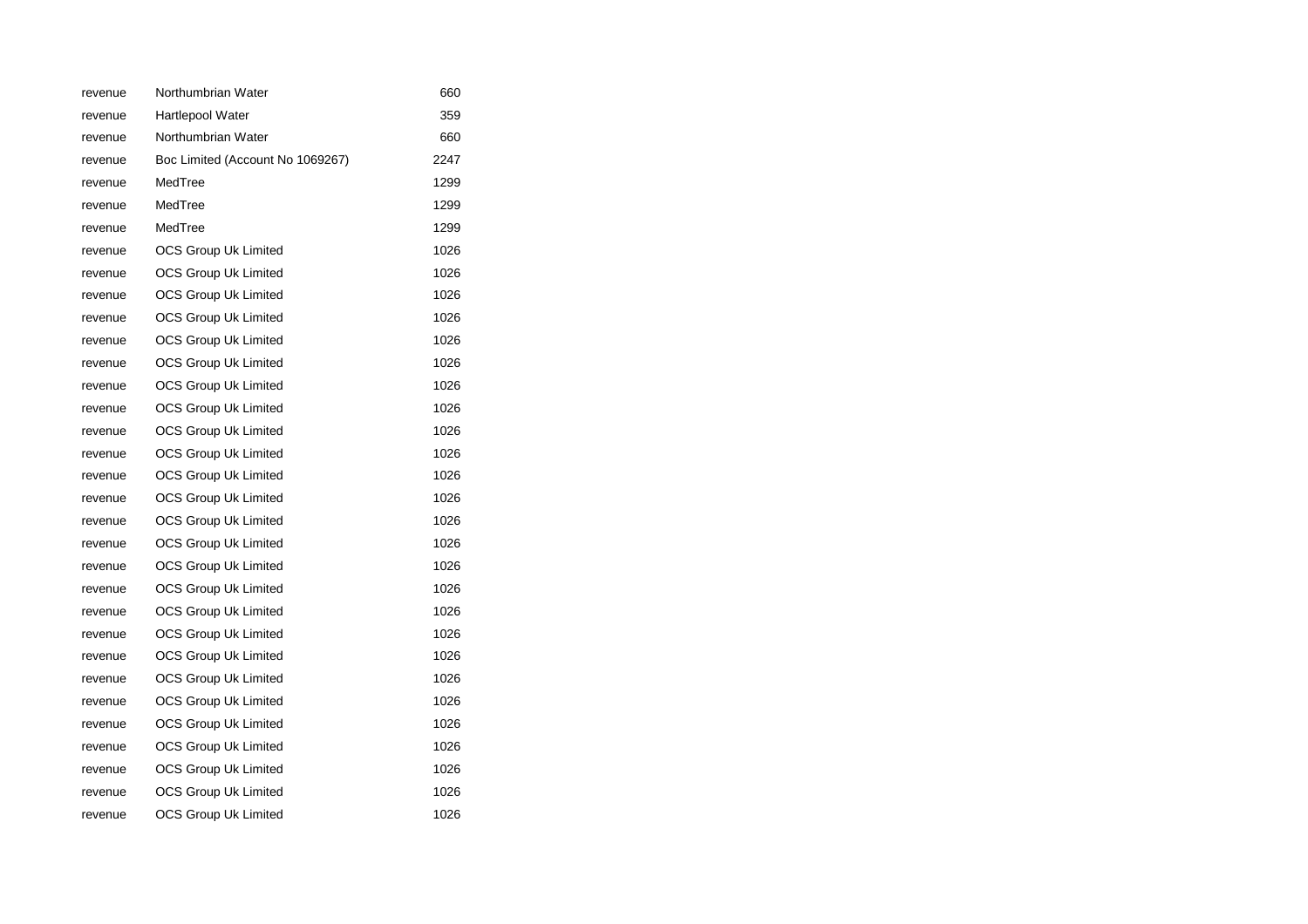| | | |
|---|---|---|
| revenue | Northumbrian Water | 660 |
| revenue | Hartlepool Water | 359 |
| revenue | Northumbrian Water | 660 |
| revenue | Boc Limited (Account No 1069267) | 2247 |
| revenue | MedTree | 1299 |
| revenue | MedTree | 1299 |
| revenue | MedTree | 1299 |
| revenue | OCS Group Uk Limited | 1026 |
| revenue | OCS Group Uk Limited | 1026 |
| revenue | OCS Group Uk Limited | 1026 |
| revenue | OCS Group Uk Limited | 1026 |
| revenue | OCS Group Uk Limited | 1026 |
| revenue | OCS Group Uk Limited | 1026 |
| revenue | OCS Group Uk Limited | 1026 |
| revenue | OCS Group Uk Limited | 1026 |
| revenue | OCS Group Uk Limited | 1026 |
| revenue | OCS Group Uk Limited | 1026 |
| revenue | OCS Group Uk Limited | 1026 |
| revenue | OCS Group Uk Limited | 1026 |
| revenue | OCS Group Uk Limited | 1026 |
| revenue | OCS Group Uk Limited | 1026 |
| revenue | OCS Group Uk Limited | 1026 |
| revenue | OCS Group Uk Limited | 1026 |
| revenue | OCS Group Uk Limited | 1026 |
| revenue | OCS Group Uk Limited | 1026 |
| revenue | OCS Group Uk Limited | 1026 |
| revenue | OCS Group Uk Limited | 1026 |
| revenue | OCS Group Uk Limited | 1026 |
| revenue | OCS Group Uk Limited | 1026 |
| revenue | OCS Group Uk Limited | 1026 |
| revenue | OCS Group Uk Limited | 1026 |
| revenue | OCS Group Uk Limited | 1026 |
| revenue | OCS Group Uk Limited | 1026 |
| revenue | OCS Group Uk Limited | 1026 |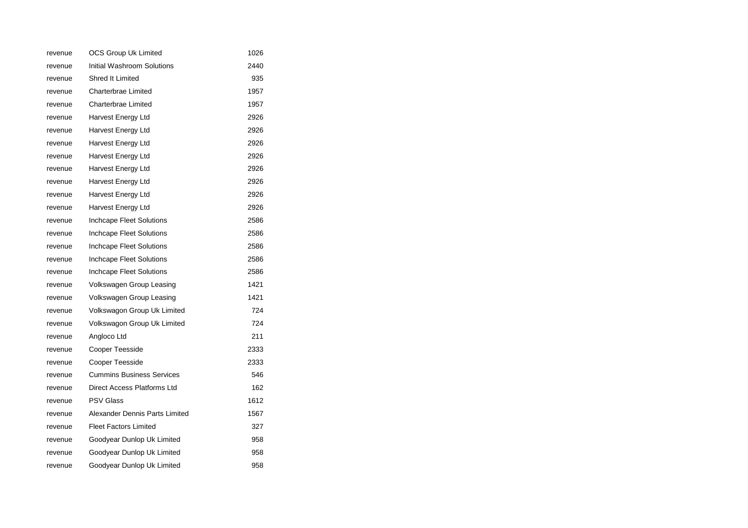| | | |
|---|---|---|
| revenue | OCS Group Uk Limited | 1026 |
| revenue | Initial Washroom Solutions | 2440 |
| revenue | Shred It Limited | 935 |
| revenue | Charterbrae Limited | 1957 |
| revenue | Charterbrae Limited | 1957 |
| revenue | Harvest Energy Ltd | 2926 |
| revenue | Harvest Energy Ltd | 2926 |
| revenue | Harvest Energy Ltd | 2926 |
| revenue | Harvest Energy Ltd | 2926 |
| revenue | Harvest Energy Ltd | 2926 |
| revenue | Harvest Energy Ltd | 2926 |
| revenue | Harvest Energy Ltd | 2926 |
| revenue | Harvest Energy Ltd | 2926 |
| revenue | Inchcape Fleet Solutions | 2586 |
| revenue | Inchcape Fleet Solutions | 2586 |
| revenue | Inchcape Fleet Solutions | 2586 |
| revenue | Inchcape Fleet Solutions | 2586 |
| revenue | Inchcape Fleet Solutions | 2586 |
| revenue | Volkswagen Group Leasing | 1421 |
| revenue | Volkswagen Group Leasing | 1421 |
| revenue | Volkswagon Group Uk Limited | 724 |
| revenue | Volkswagon Group Uk Limited | 724 |
| revenue | Angloco Ltd | 211 |
| revenue | Cooper Teesside | 2333 |
| revenue | Cooper Teesside | 2333 |
| revenue | Cummins Business Services | 546 |
| revenue | Direct Access Platforms Ltd | 162 |
| revenue | PSV Glass | 1612 |
| revenue | Alexander Dennis Parts Limited | 1567 |
| revenue | Fleet Factors Limited | 327 |
| revenue | Goodyear Dunlop Uk Limited | 958 |
| revenue | Goodyear Dunlop Uk Limited | 958 |
| revenue | Goodyear Dunlop Uk Limited | 958 |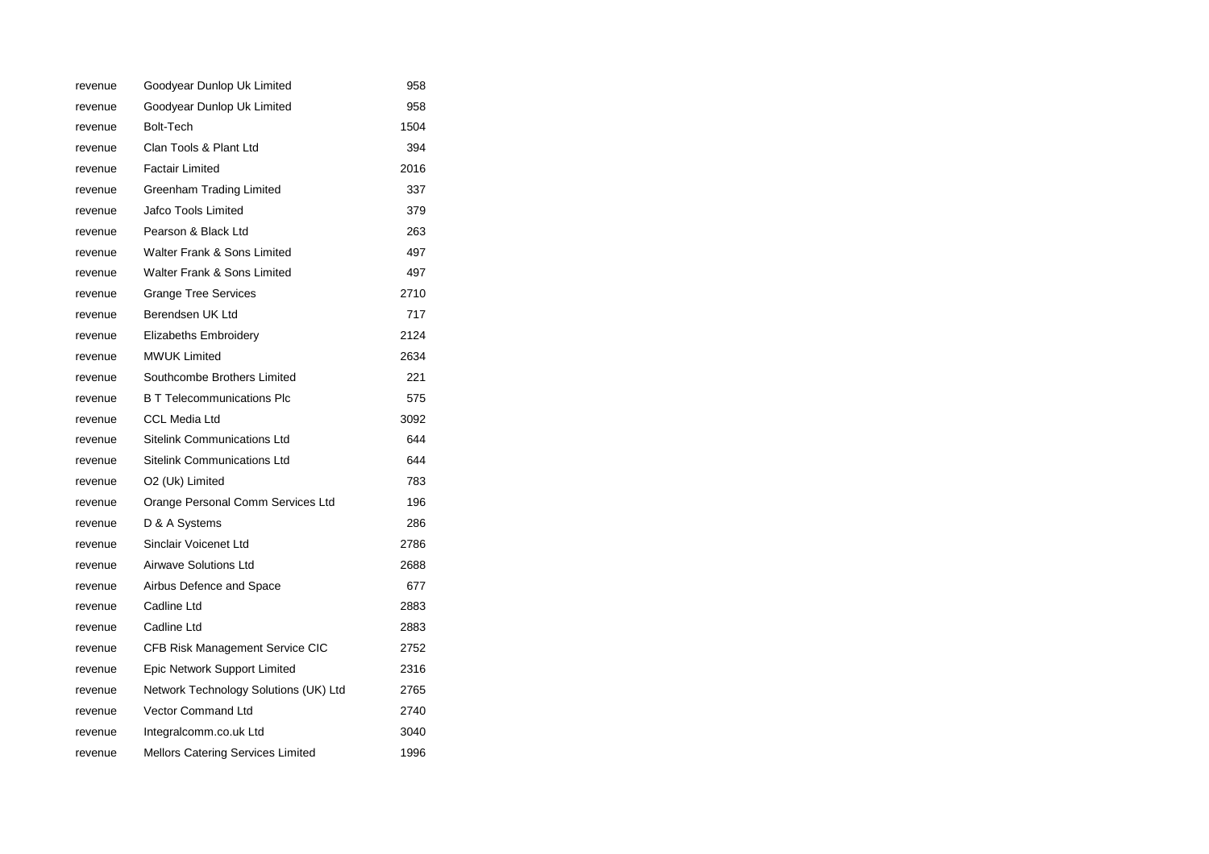| | | |
|---|---|---|
| revenue | Goodyear Dunlop Uk Limited | 958 |
| revenue | Goodyear Dunlop Uk Limited | 958 |
| revenue | Bolt-Tech | 1504 |
| revenue | Clan Tools & Plant Ltd | 394 |
| revenue | Factair Limited | 2016 |
| revenue | Greenham Trading Limited | 337 |
| revenue | Jafco Tools Limited | 379 |
| revenue | Pearson & Black Ltd | 263 |
| revenue | Walter Frank & Sons Limited | 497 |
| revenue | Walter Frank & Sons Limited | 497 |
| revenue | Grange Tree Services | 2710 |
| revenue | Berendsen UK Ltd | 717 |
| revenue | Elizabeths Embroidery | 2124 |
| revenue | MWUK Limited | 2634 |
| revenue | Southcombe Brothers Limited | 221 |
| revenue | B T Telecommunications Plc | 575 |
| revenue | CCL Media Ltd | 3092 |
| revenue | Sitelink Communications Ltd | 644 |
| revenue | Sitelink Communications Ltd | 644 |
| revenue | O2 (Uk) Limited | 783 |
| revenue | Orange Personal Comm Services Ltd | 196 |
| revenue | D & A Systems | 286 |
| revenue | Sinclair Voicenet Ltd | 2786 |
| revenue | Airwave Solutions Ltd | 2688 |
| revenue | Airbus Defence and Space | 677 |
| revenue | Cadline Ltd | 2883 |
| revenue | Cadline Ltd | 2883 |
| revenue | CFB Risk Management Service CIC | 2752 |
| revenue | Epic Network Support Limited | 2316 |
| revenue | Network Technology Solutions (UK) Ltd | 2765 |
| revenue | Vector Command Ltd | 2740 |
| revenue | Integralcomm.co.uk Ltd | 3040 |
| revenue | Mellors Catering Services Limited | 1996 |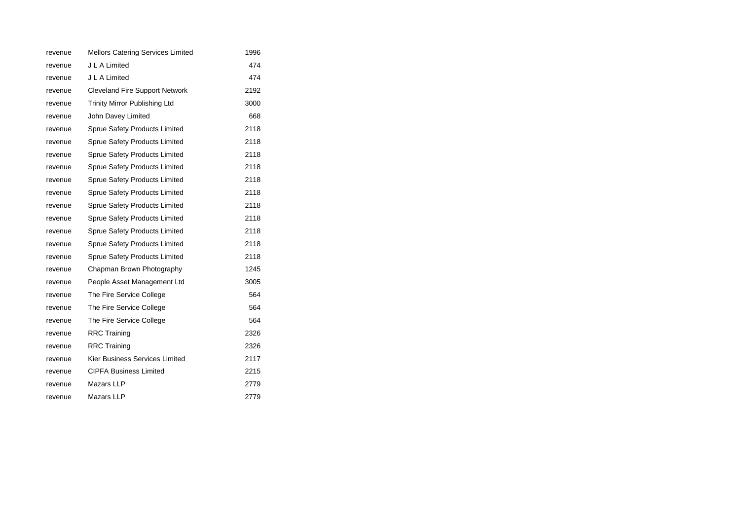| | | |
|---|---|---|
| revenue | Mellors Catering Services Limited | 1996 |
| revenue | J L A Limited | 474 |
| revenue | J L A Limited | 474 |
| revenue | Cleveland Fire Support Network | 2192 |
| revenue | Trinity Mirror Publishing Ltd | 3000 |
| revenue | John Davey Limited | 668 |
| revenue | Sprue Safety Products Limited | 2118 |
| revenue | Sprue Safety Products Limited | 2118 |
| revenue | Sprue Safety Products Limited | 2118 |
| revenue | Sprue Safety Products Limited | 2118 |
| revenue | Sprue Safety Products Limited | 2118 |
| revenue | Sprue Safety Products Limited | 2118 |
| revenue | Sprue Safety Products Limited | 2118 |
| revenue | Sprue Safety Products Limited | 2118 |
| revenue | Sprue Safety Products Limited | 2118 |
| revenue | Sprue Safety Products Limited | 2118 |
| revenue | Sprue Safety Products Limited | 2118 |
| revenue | Chapman Brown Photography | 1245 |
| revenue | People Asset Management Ltd | 3005 |
| revenue | The Fire Service College | 564 |
| revenue | The Fire Service College | 564 |
| revenue | The Fire Service College | 564 |
| revenue | RRC Training | 2326 |
| revenue | RRC Training | 2326 |
| revenue | Kier Business Services Limited | 2117 |
| revenue | CIPFA Business Limited | 2215 |
| revenue | Mazars LLP | 2779 |
| revenue | Mazars LLP | 2779 |